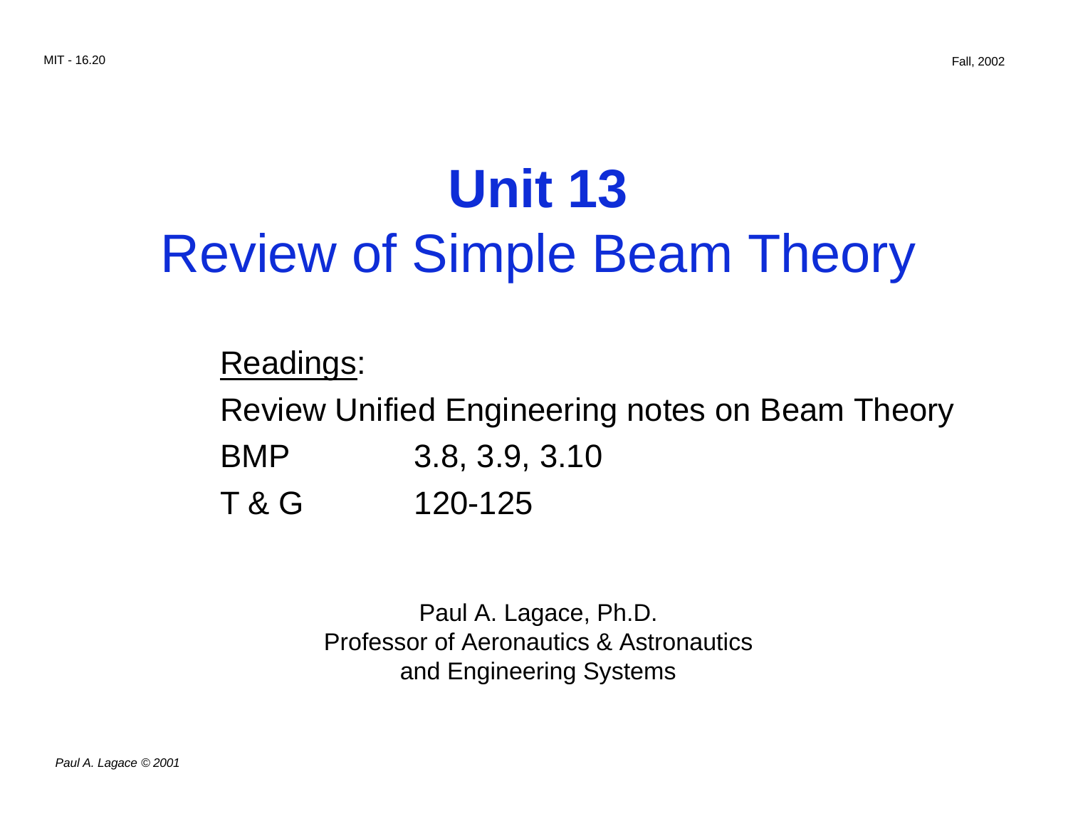# Unit 13
# Review of Simple Beam Theory

<u>Readings</u>:

Review Unified Engineering notes on Beam Theory

| | |
|---|---|
| BMP | 3.8, 3.9, 3.10 |
| T & G | 120-125 |

Paul A. Lagace, Ph.D.
Professor of Aeronautics & Astronautics
and Engineering Systems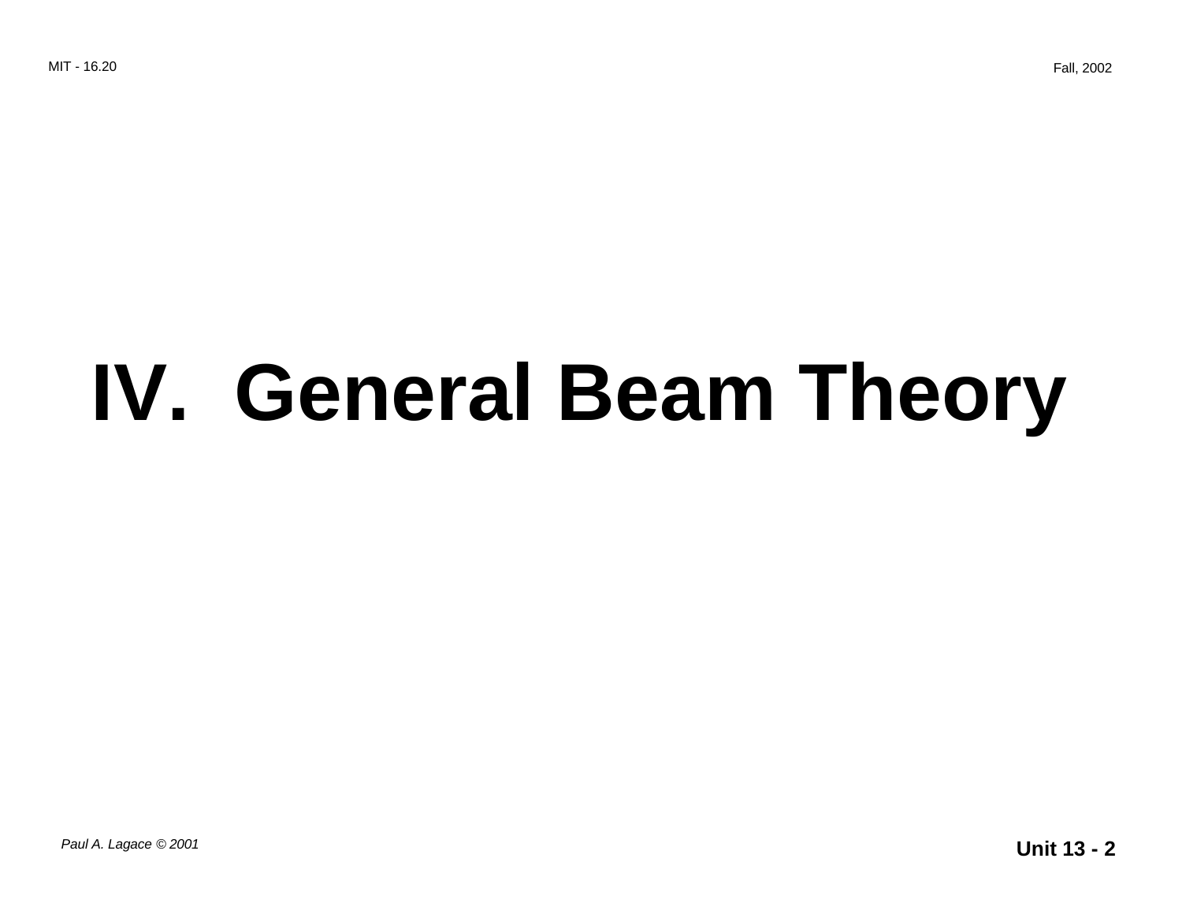# IV. General Beam Theory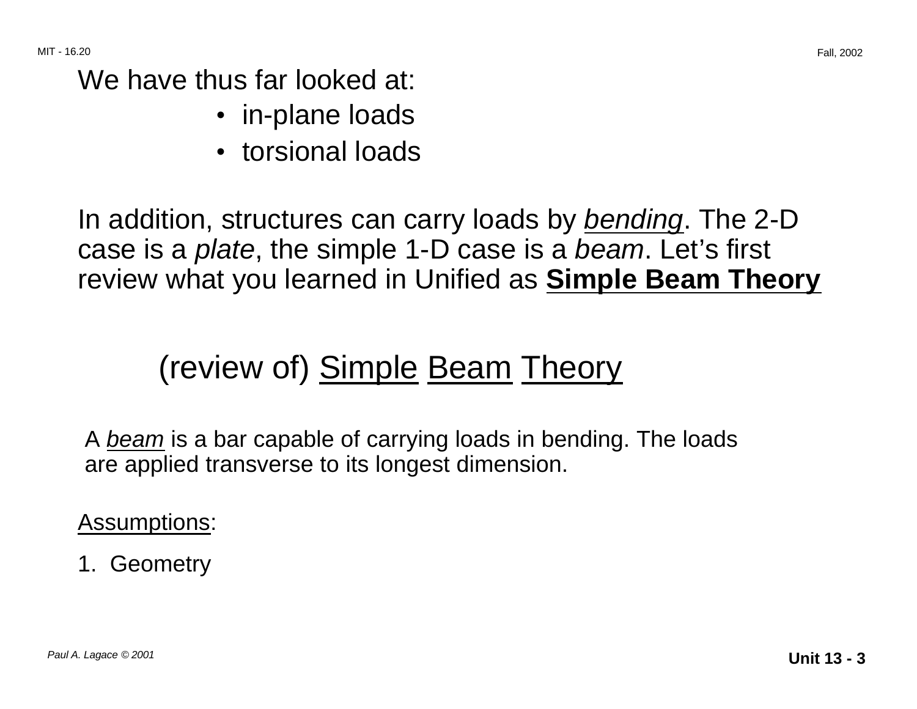We have thus far looked at:

- in-plane loads
- torsional loads

In addition, structures can carry loads by *bending*. The 2-D case is a *plate*, the simple 1-D case is a *beam*. Let's first review what you learned in Unified as **Simple Beam Theory**

## (review of) Simple Beam Theory

A *beam* is a bar capable of carrying loads in bending. The loads are applied transverse to its longest dimension.

Assumptions:

1. Geometry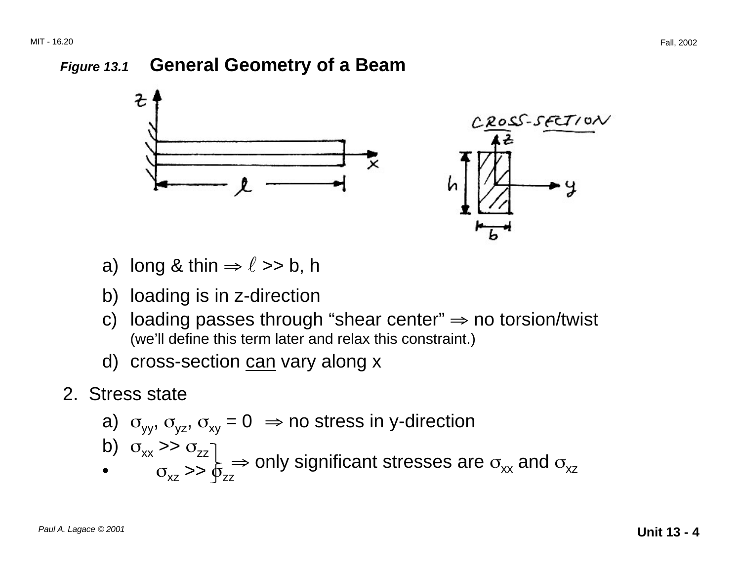*Figure 13.1* **General Geometry of a Beam**

a) long & thin $\Rightarrow \ell >> b, h$

b) loading is in z-direction

c) loading passes through "shear center" $\Rightarrow$ no torsion/twist
(we'll define this term later and relax this constraint.)

d) cross-section can vary along x

2. Stress state

a) $\sigma_{yy}, \sigma_{yz}, \sigma_{xy} = 0 \Rightarrow$ no stress in y-direction

b) $\sigma_{xx} >> \sigma_{zz}$

- $\sigma_{xz} >> \sigma_{zz}$

$\Rightarrow$ only significant stresses are $\sigma_{xx}$ and $\sigma_{xz}$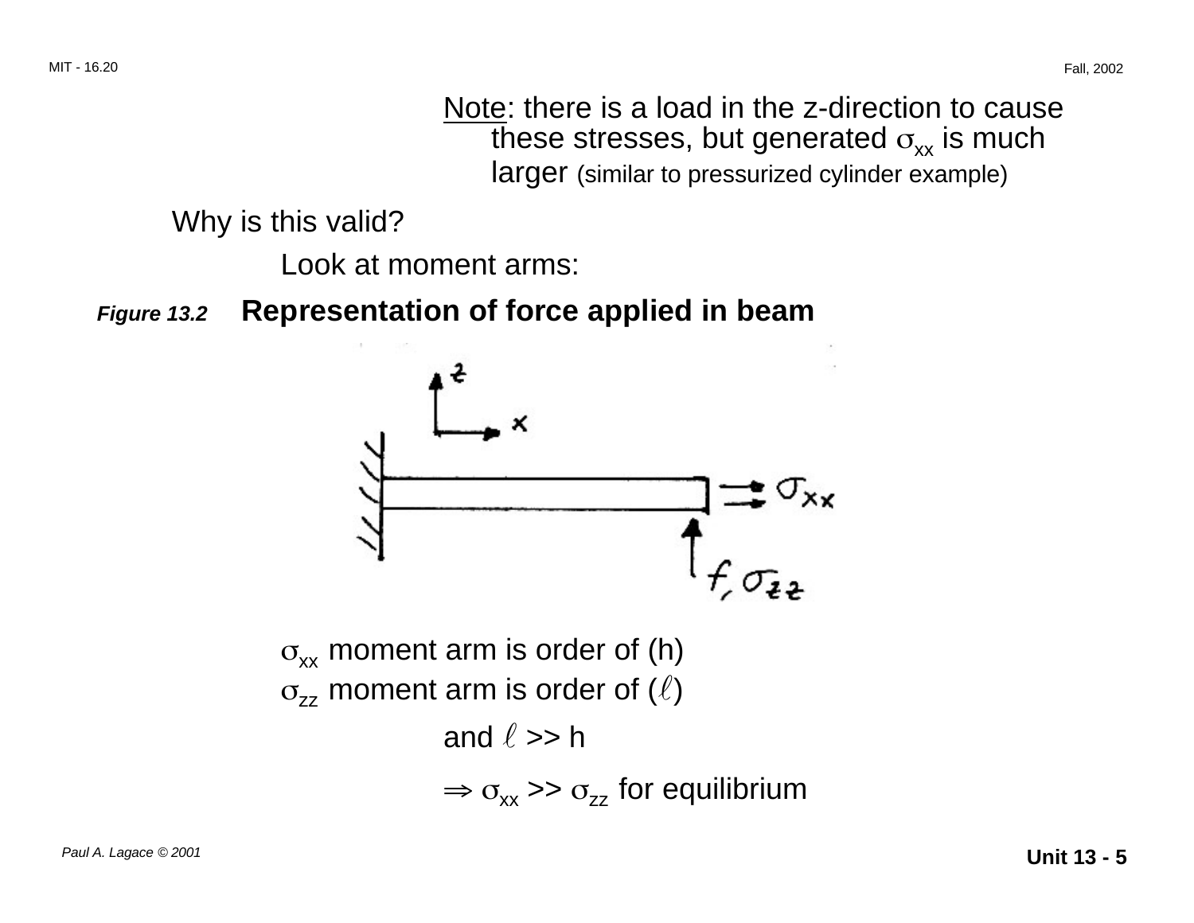Note: there is a load in the z-direction to cause these stresses, but generated $\sigma_{xx}$ is much larger (similar to pressurized cylinder example)

Why is this valid?

Look at moment arms:

***Figure 13.2*** **Representation of force applied in beam**

$\sigma_{xx}$ moment arm is order of (h)
$\sigma_{zz}$ moment arm is order of ($\ell$)

and $\ell >> h$

$\Rightarrow \sigma_{xx} >> \sigma_{zz}$ for equilibrium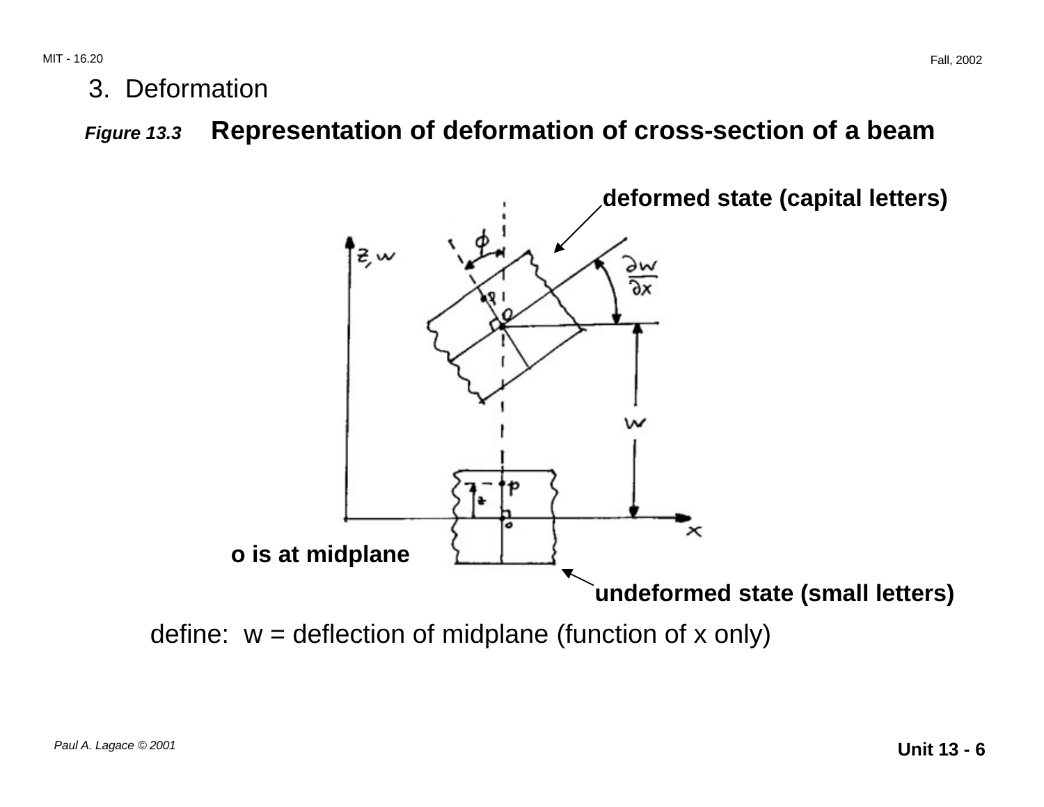## 3. Deformation

***Figure 13.3*** **Representation of deformation of cross-section of a beam**

**deformed state (capital letters)**

**o is at midplane**

**undeformed state (small letters)**

define: w = deflection of midplane (function of x only)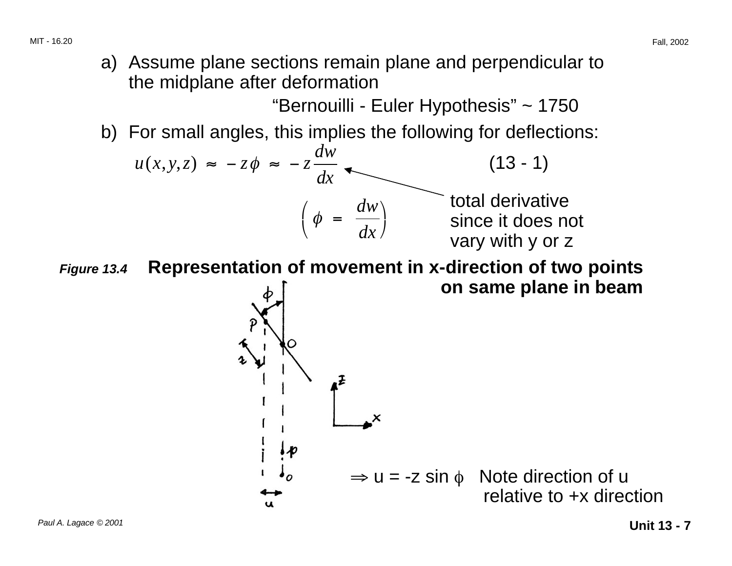a) Assume plane sections remain plane and perpendicular to the midplane after deformation

"Bernouilli - Euler Hypothesis" ~ 1750

b) For small angles, this implies the following for deflections:

$$u(x, y, z) \approx -z\phi \approx -z\frac{dw}{dx} \qquad (13 - 1)$$

$$\left(\phi = \frac{dw}{dx}\right)$$

total derivative since it does not vary with y or z

***Figure 13.4*** **Representation of movement in x-direction of two points on same plane in beam**

$\Rightarrow$ u = -z sin $\phi$ Note direction of u relative to +x direction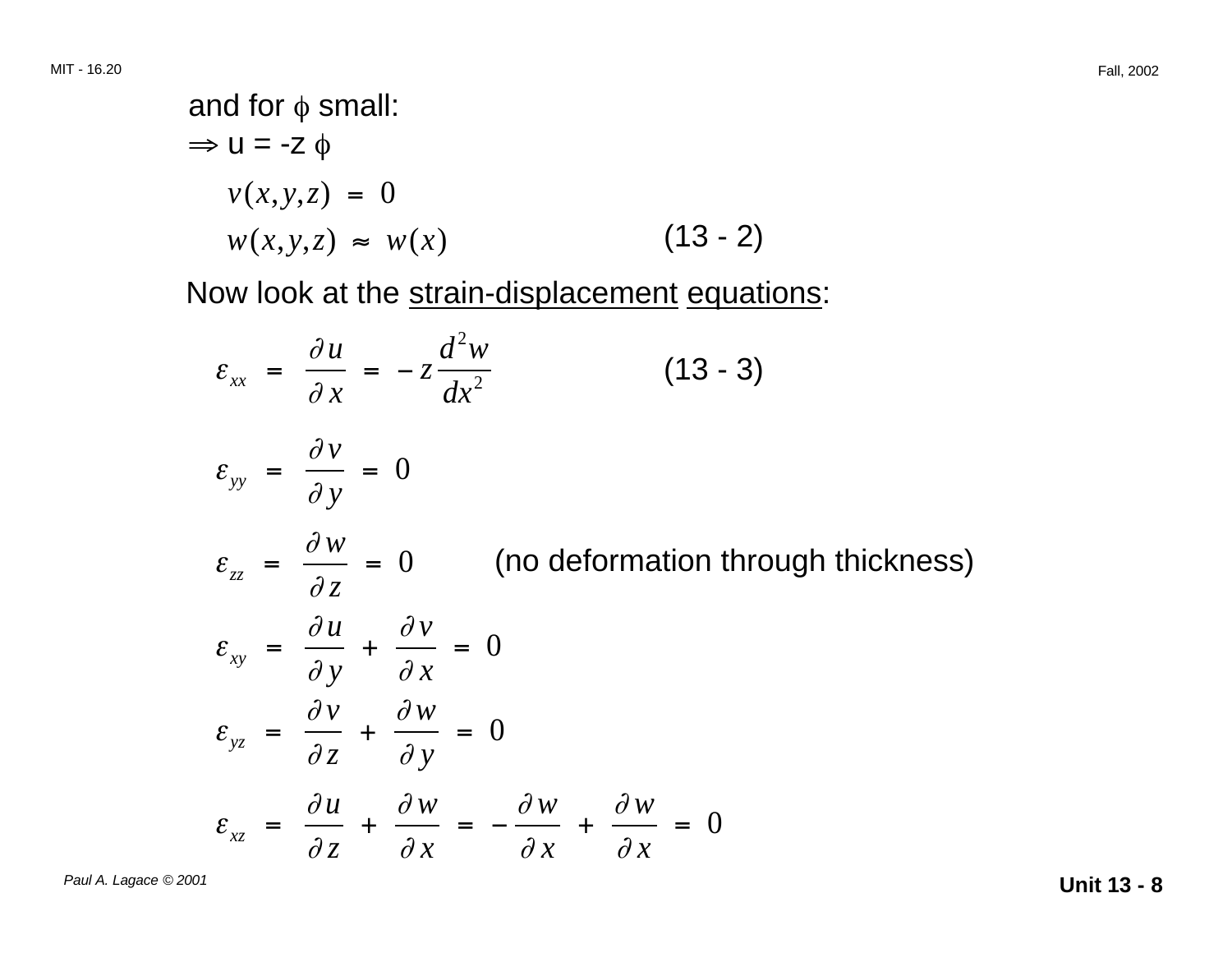and for $\phi$ small:

$\Rightarrow$ u = -z $\phi$

$$v(x,y,z) = 0$$

$$w(x,y,z) \approx w(x) \qquad \text{(13 - 2)}$$

Now look at the <u>strain-displacement</u> <u>equations</u>:

$$\varepsilon_{xx} = \frac{\partial u}{\partial x} = -z \frac{d^2 w}{dx^2} \qquad \text{(13 - 3)}$$

$$\varepsilon_{yy} = \frac{\partial v}{\partial y} = 0$$

$$\varepsilon_{zz} = \frac{\partial w}{\partial z} = 0 \qquad \text{(no deformation through thickness)}$$

$$\varepsilon_{xy} = \frac{\partial u}{\partial y} + \frac{\partial v}{\partial x} = 0$$

$$\varepsilon_{yz} = \frac{\partial v}{\partial z} + \frac{\partial w}{\partial y} = 0$$

$$\varepsilon_{xz} = \frac{\partial u}{\partial z} + \frac{\partial w}{\partial x} = -\frac{\partial w}{\partial x} + \frac{\partial w}{\partial x} = 0$$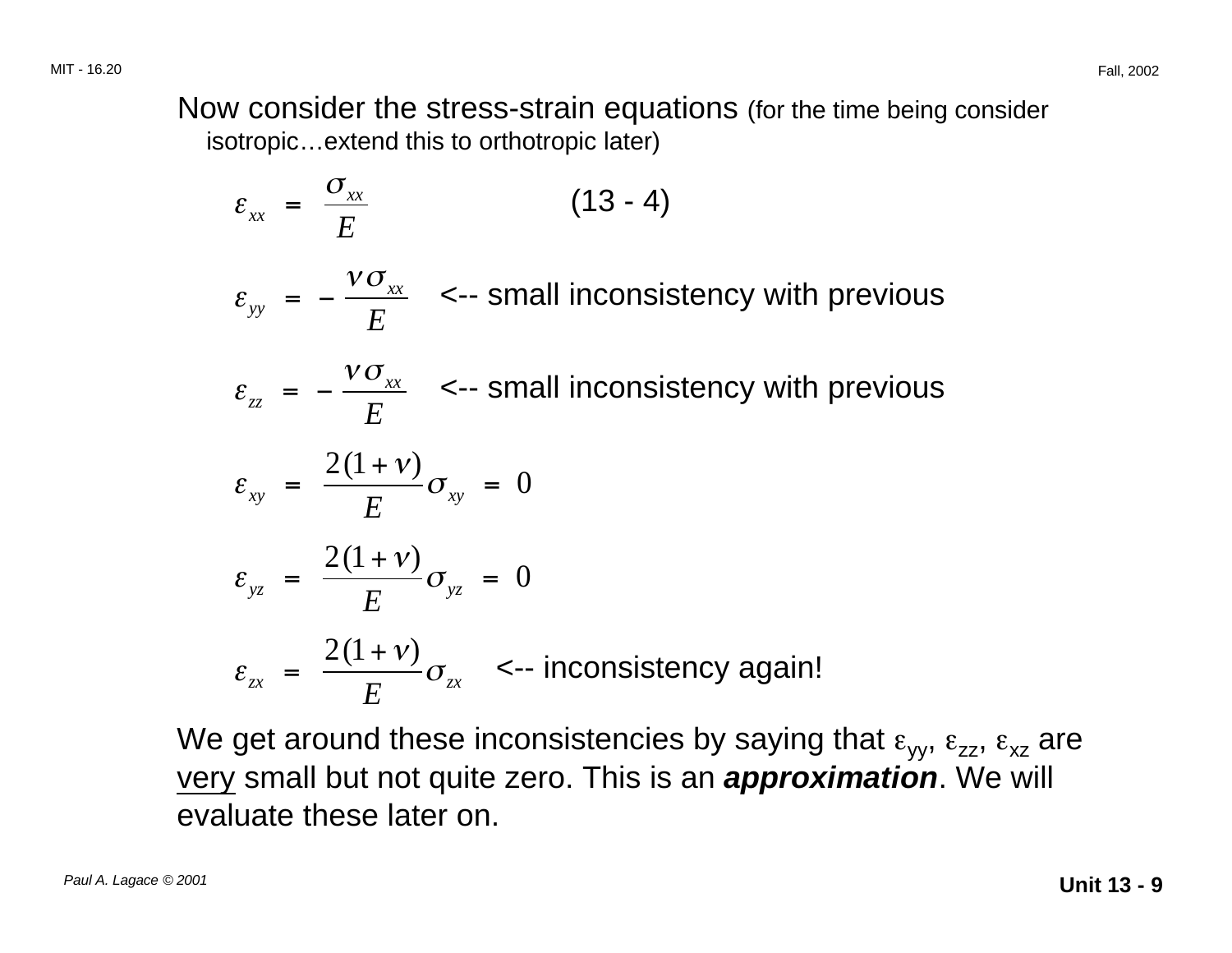Now consider the stress-strain equations (for the time being consider isotropic…extend this to orthotropic later)

$$\varepsilon_{xx} = \frac{\sigma_{xx}}{E} \qquad (13 - 4)$$

$$\varepsilon_{yy} = -\frac{\nu \sigma_{xx}}{E}$$ <-- small inconsistency with previous

$$\varepsilon_{zz} = -\frac{\nu \sigma_{xx}}{E}$$ <-- small inconsistency with previous

$$\varepsilon_{xy} = \frac{2(1+\nu)}{E} \sigma_{xy} = 0$$

$$\varepsilon_{yz} = \frac{2(1+\nu)}{E} \sigma_{yz} = 0$$

$$\varepsilon_{zx} = \frac{2(1+\nu)}{E} \sigma_{zx}$$ <-- inconsistency again!

We get around these inconsistencies by saying that $\varepsilon_{yy}$, $\varepsilon_{zz}$, $\varepsilon_{xz}$ are very small but not quite zero. This is an ***approximation***. We will evaluate these later on.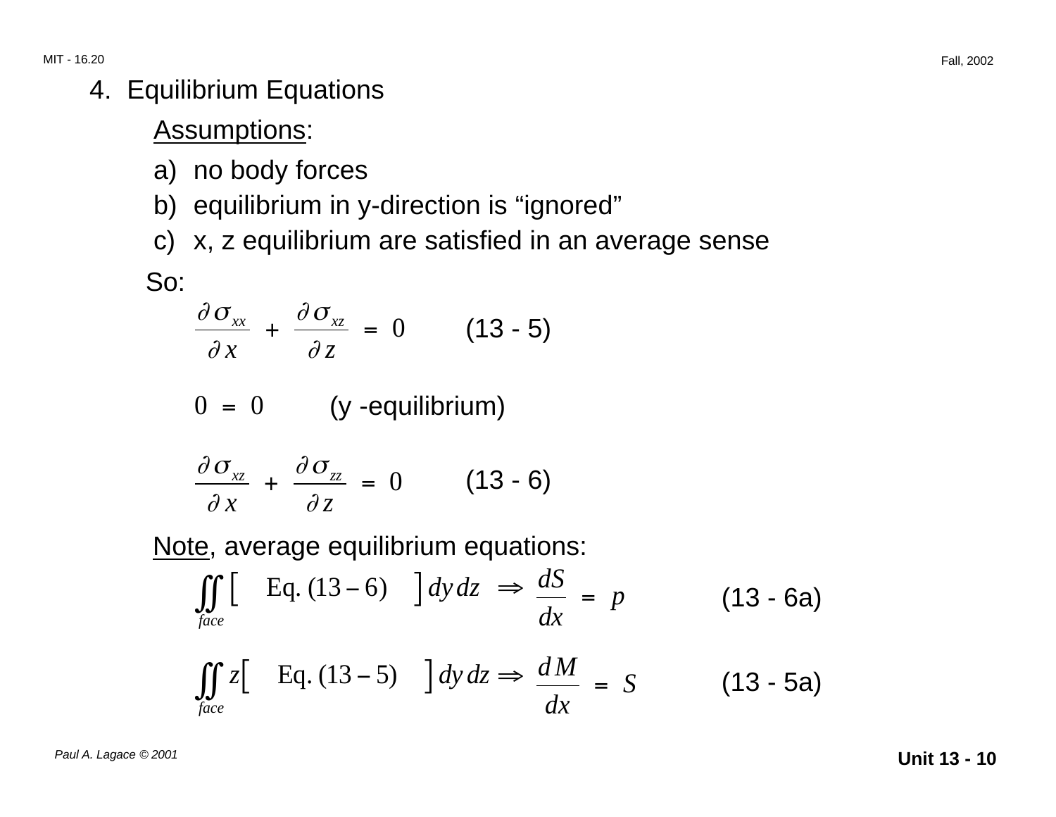## 4. Equilibrium Equations

Assumptions:

a) no body forces
b) equilibrium in y-direction is "ignored"
c) x, z equilibrium are satisfied in an average sense

So:

$$\frac{\partial \sigma_{xx}}{\partial x} + \frac{\partial \sigma_{xz}}{\partial z} = 0 \qquad \text{(13 - 5)}$$

$$0 = 0 \qquad \text{(y -equilibrium)}$$

$$\frac{\partial \sigma_{xz}}{\partial x} + \frac{\partial \sigma_{zz}}{\partial z} = 0 \qquad \text{(13 - 6)}$$

Note, average equilibrium equations:

$$\iint_{face} \left[ \quad \text{Eq. } (13-6) \quad \right] dy\, dz \Rightarrow \frac{dS}{dx} = p \qquad \text{(13 - 6a)}$$

$$\iint_{face} z \left[ \quad \text{Eq. } (13-5) \quad \right] dy\, dz \Rightarrow \frac{dM}{dx} = S \qquad \text{(13 - 5a)}$$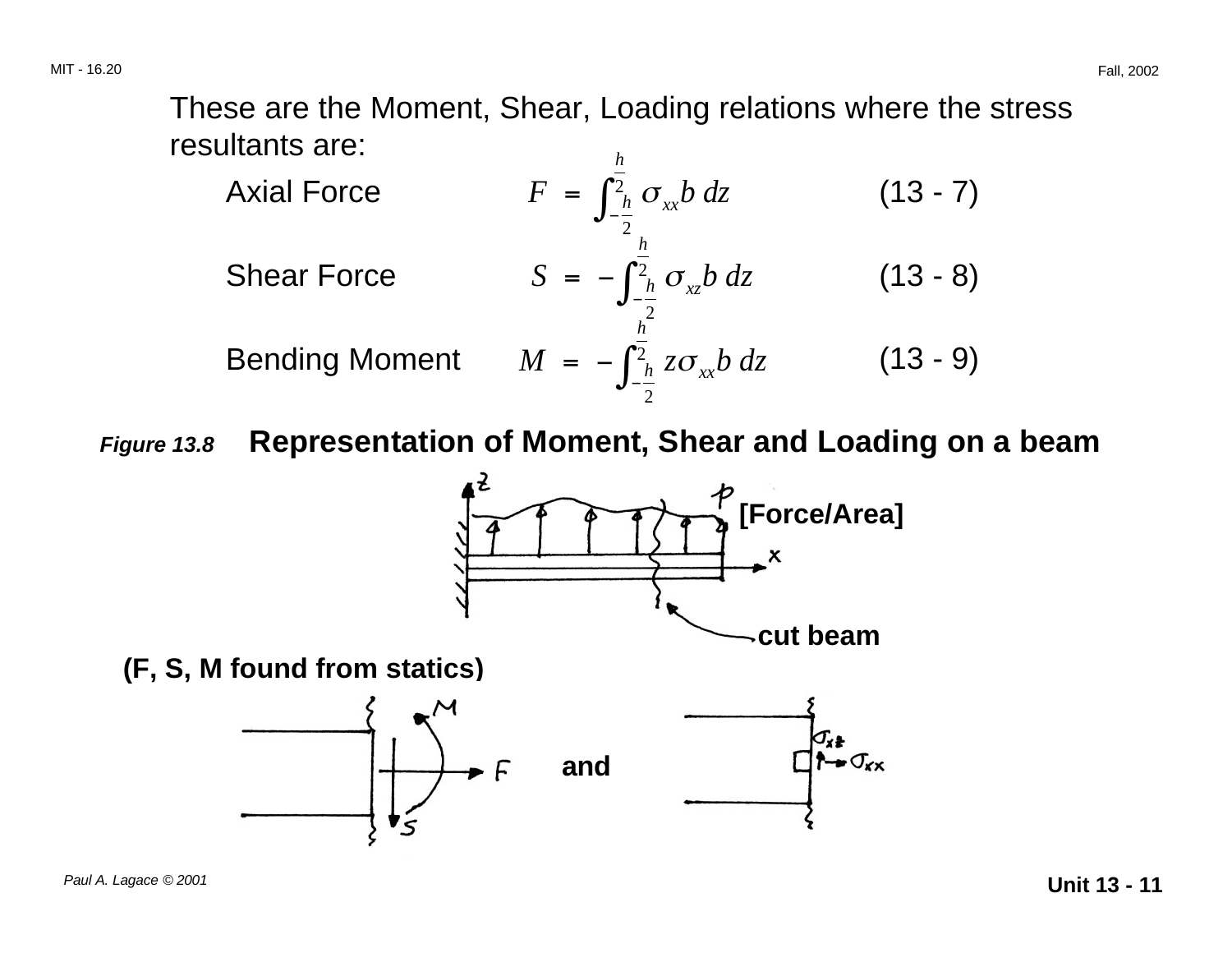These are the Moment, Shear, Loading relations where the stress resultants are:

Axial Force
$$F = \int_{-\frac{h}{2}}^{\frac{h}{2}} \sigma_{xx} b \, dz \qquad (13 - 7)$$

Shear Force
$$S = -\int_{-\frac{h}{2}}^{\frac{h}{2}} \sigma_{xz} b \, dz \qquad (13 - 8)$$

Bending Moment
$$M = -\int_{-\frac{h}{2}}^{\frac{h}{2}} z \sigma_{xx} b \, dz \qquad (13 - 9)$$

***Figure 13.8*** **Representation of Moment, Shear and Loading on a beam**

**[Force/Area]**

**cut beam**

**(F, S, M found from statics)**

**and**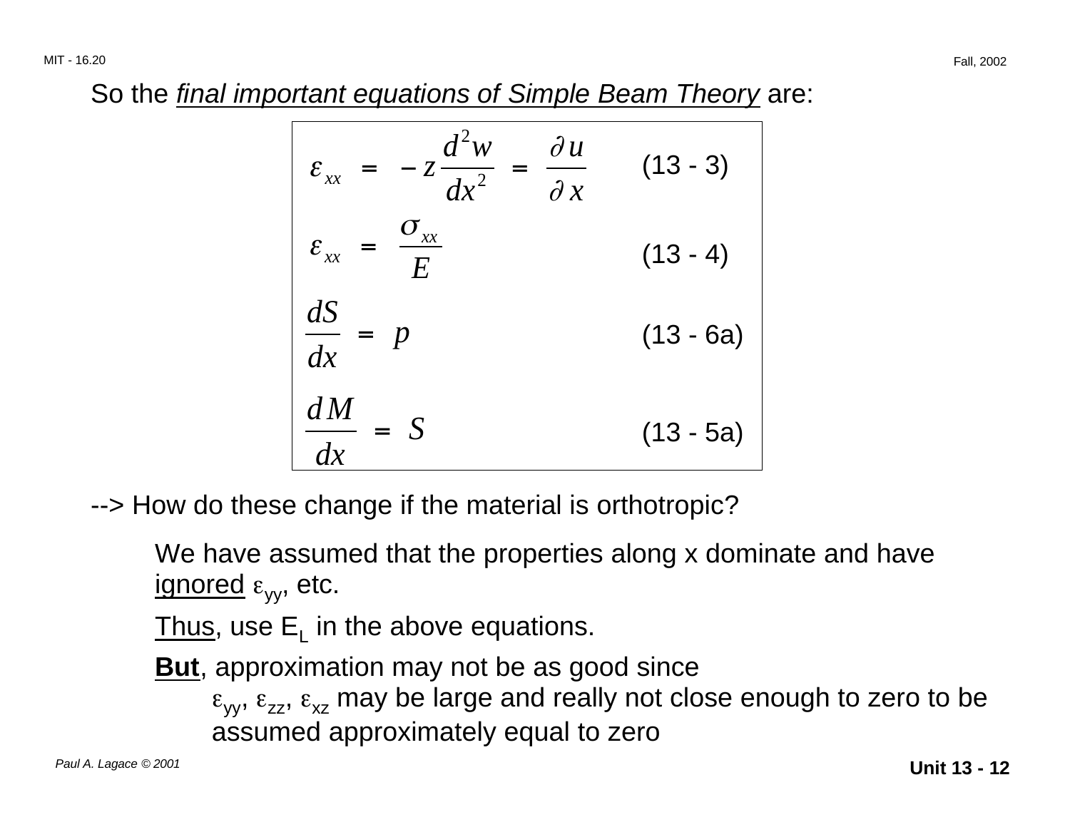So the *final important equations of Simple Beam Theory* are:

$$\varepsilon_{xx} = -z \frac{d^2 w}{dx^2} = \frac{\partial u}{\partial x} \qquad (13\text{ - }3)$$

$$\varepsilon_{xx} = \frac{\sigma_{xx}}{E} \qquad (13\text{ - }4)$$

$$\frac{dS}{dx} = p \qquad (13\text{ - }6a)$$

$$\frac{dM}{dx} = S \qquad (13\text{ - }5a)$$

--> How do these change if the material is orthotropic?

We have assumed that the properties along x dominate and have ignored $\varepsilon_{yy}$, etc.

Thus, use $E_L$ in the above equations.

**But**, approximation may not be as good since $\varepsilon_{yy}$, $\varepsilon_{zz}$, $\varepsilon_{xz}$ may be large and really not close enough to zero to be assumed approximately equal to zero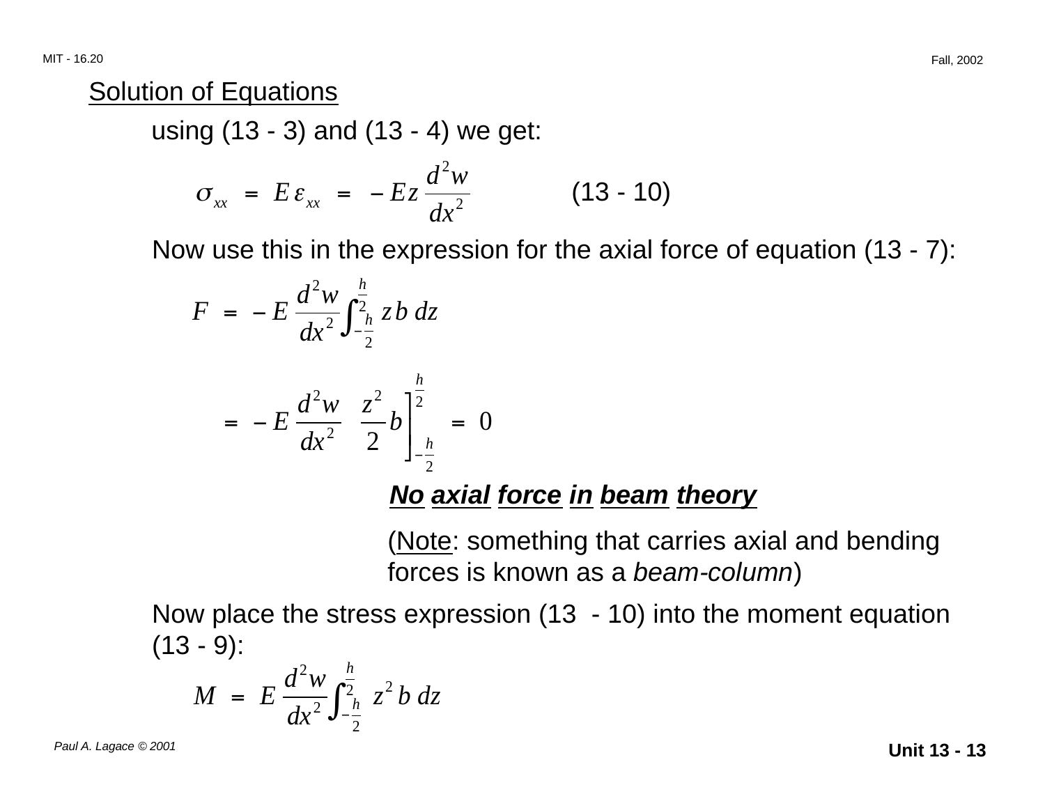## Solution of Equations

using (13 - 3) and (13 - 4) we get:

$$\sigma_{xx} = E\,\varepsilon_{xx} = -Ez\,\frac{d^2w}{dx^2} \qquad (13 - 10)$$

Now use this in the expression for the axial force of equation (13 - 7):

$$F = -E\,\frac{d^2w}{dx^2}\int_{-\frac{h}{2}}^{\frac{h}{2}} z\,b\,dz$$

$$= -E\,\frac{d^2w}{dx^2}\;\frac{z^2}{2}b\,\Bigg]_{-\frac{h}{2}}^{\frac{h}{2}} = 0$$

***No axial force in beam theory***

(Note: something that carries axial and bending forces is known as a *beam-column*)

Now place the stress expression (13 - 10) into the moment equation (13 - 9):

$$M = E\,\frac{d^2w}{dx^2}\int_{-\frac{h}{2}}^{\frac{h}{2}} z^2\,b\,dz$$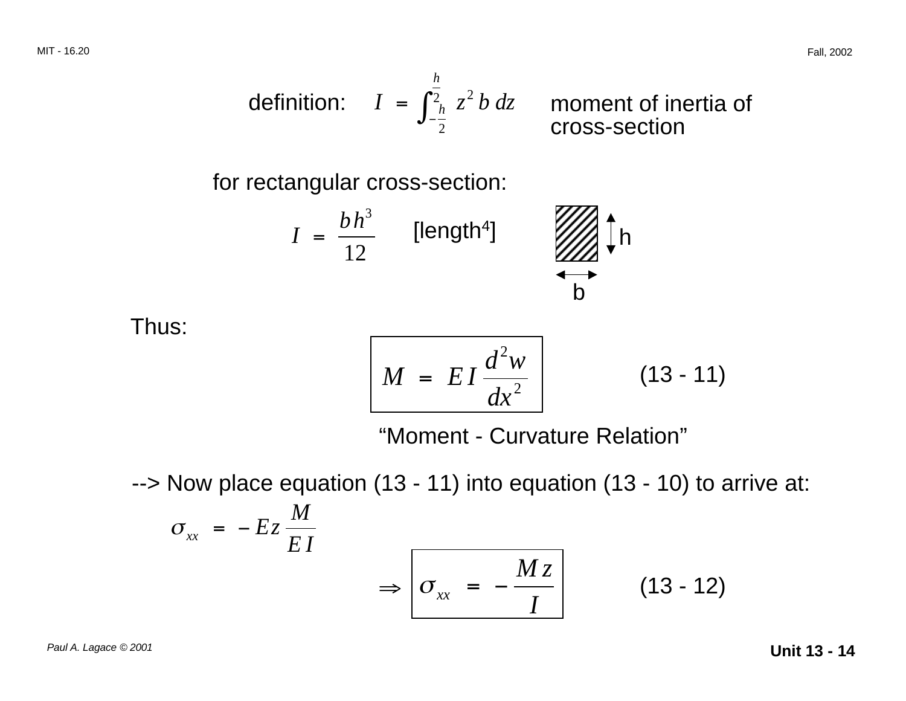definition: $$I = \int_{-\frac{h}{2}}^{\frac{h}{2}} z^2 \, b \, dz$$ moment of inertia of cross-section

for rectangular cross-section:

$$I = \frac{b h^3}{12}$$ [length$^4$]

h

b

Thus:

$$M = E I \frac{d^2 w}{dx^2} \qquad (13 - 11)$$

"Moment - Curvature Relation"

--> Now place equation (13 - 11) into equation (13 - 10) to arrive at:

$$\sigma_{xx} = - E z \frac{M}{E I}$$

$$\Rightarrow \sigma_{xx} = - \frac{M z}{I} \qquad (13 - 12)$$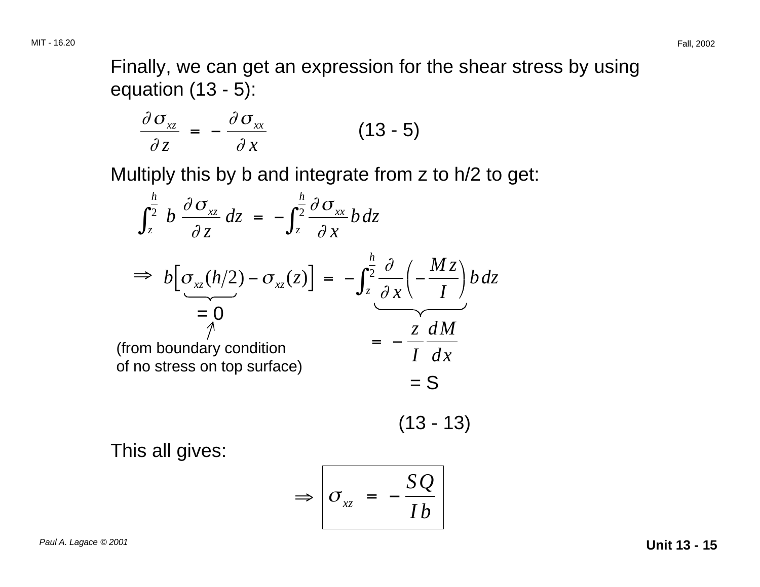Finally, we can get an expression for the shear stress by using equation (13 - 5):

$$\frac{\partial \sigma_{xz}}{\partial z} = -\frac{\partial \sigma_{xx}}{\partial x} \qquad \text{(13 - 5)}$$

Multiply this by b and integrate from z to h/2 to get:

$$\int_z^{\frac{h}{2}} b \frac{\partial \sigma_{xz}}{\partial z} dz = -\int_z^{\frac{h}{2}} \frac{\partial \sigma_{xx}}{\partial x} b \, dz$$

$$\Rightarrow b\Big[\underbrace{\sigma_{xz}(h/2)}_{=0} - \sigma_{xz}(z)\Big] = -\int_z^{\frac{h}{2}} \underbrace{\frac{\partial}{\partial x}\left(-\frac{Mz}{I}\right)}_{= -\frac{z}{I}\frac{dM}{dx}} b \, dz$$

(from boundary condition of no stress on top surface)

$$\frac{dM}{dx} = S \qquad \text{(13 - 13)}$$

This all gives:

$$\Rightarrow \boxed{\sigma_{xz} = -\frac{SQ}{Ib}}$$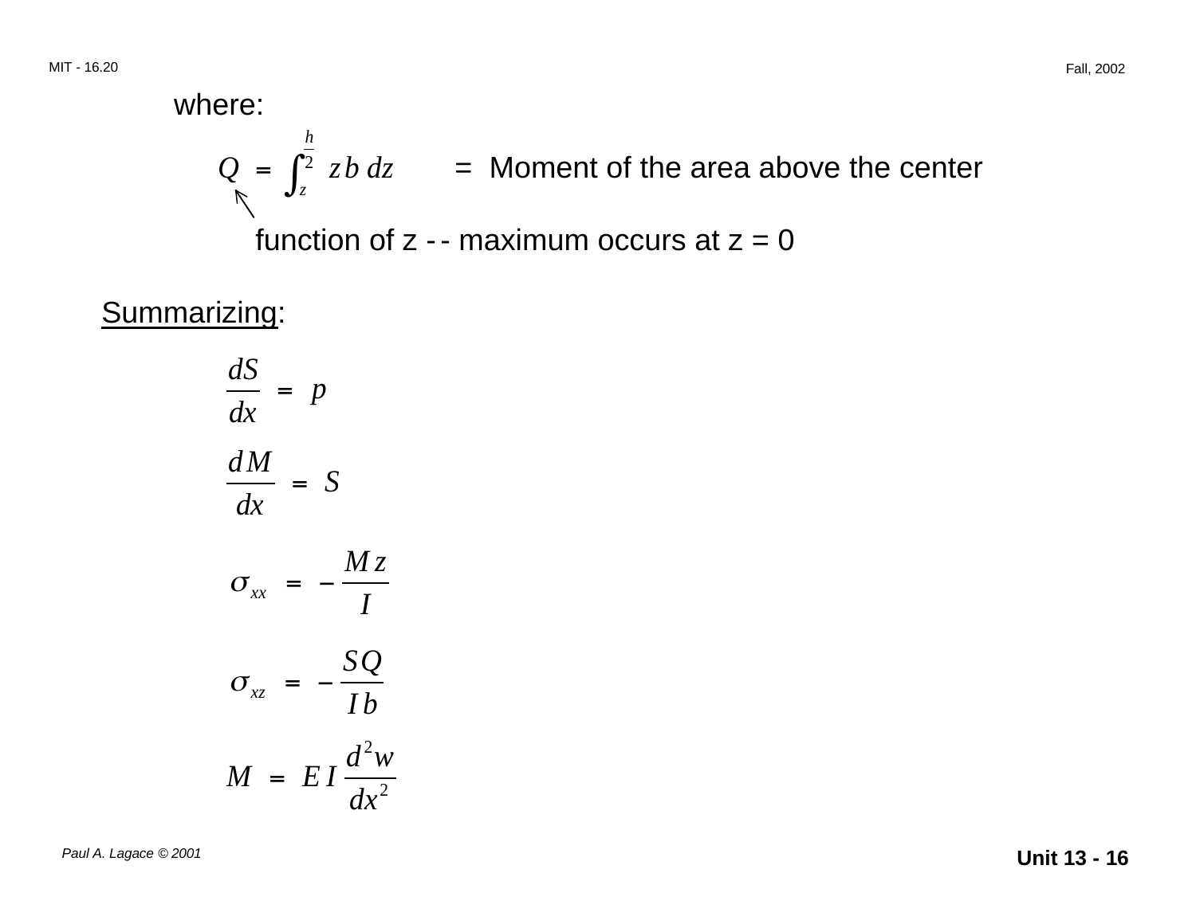where:

$$Q = \int_z^{\frac{h}{2}} z\, b\, dz \quad = \text{ Moment of the area above the center}$$

↖ function of z -- maximum occurs at z = 0

<u>Summarizing</u>:

$$\frac{dS}{dx} = p$$

$$\frac{dM}{dx} = S$$

$$\sigma_{xx} = -\frac{M z}{I}$$

$$\sigma_{xz} = -\frac{S Q}{I b}$$

$$M = E I \frac{d^2 w}{dx^2}$$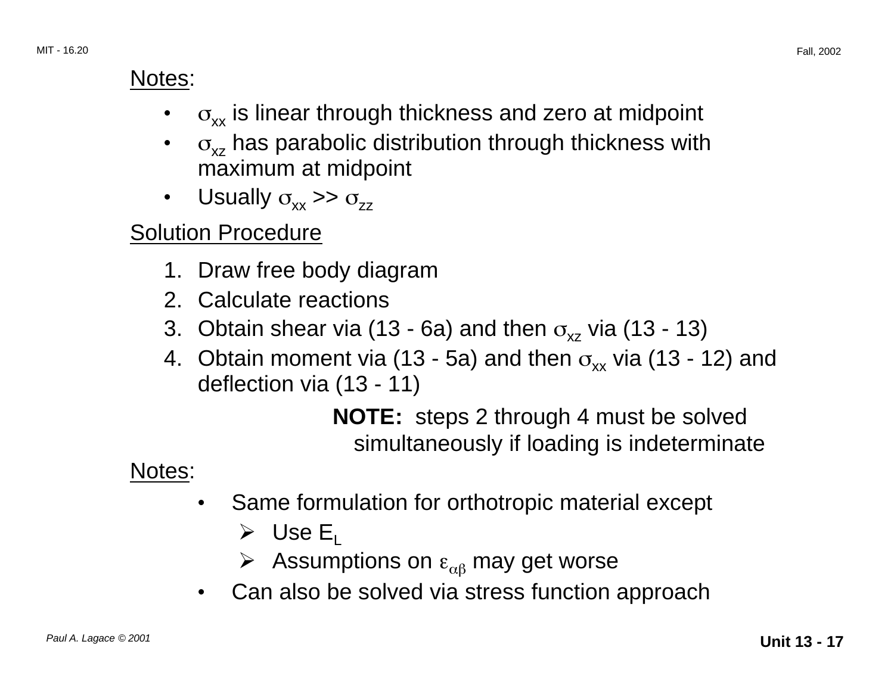Notes:

- $\sigma_{xx}$ is linear through thickness and zero at midpoint
- $\sigma_{xz}$ has parabolic distribution through thickness with maximum at midpoint
- Usually $\sigma_{xx} >> \sigma_{zz}$

Solution Procedure

1. Draw free body diagram
2. Calculate reactions
3. Obtain shear via (13 - 6a) and then $\sigma_{xz}$ via (13 - 13)
4. Obtain moment via (13 - 5a) and then $\sigma_{xx}$ via (13 - 12) and deflection via (13 - 11)

**NOTE:** steps 2 through 4 must be solved simultaneously if loading is indeterminate

Notes:

- Same formulation for orthotropic material except
  - Use $E_L$
  - Assumptions on $\varepsilon_{\alpha\beta}$ may get worse
- Can also be solved via stress function approach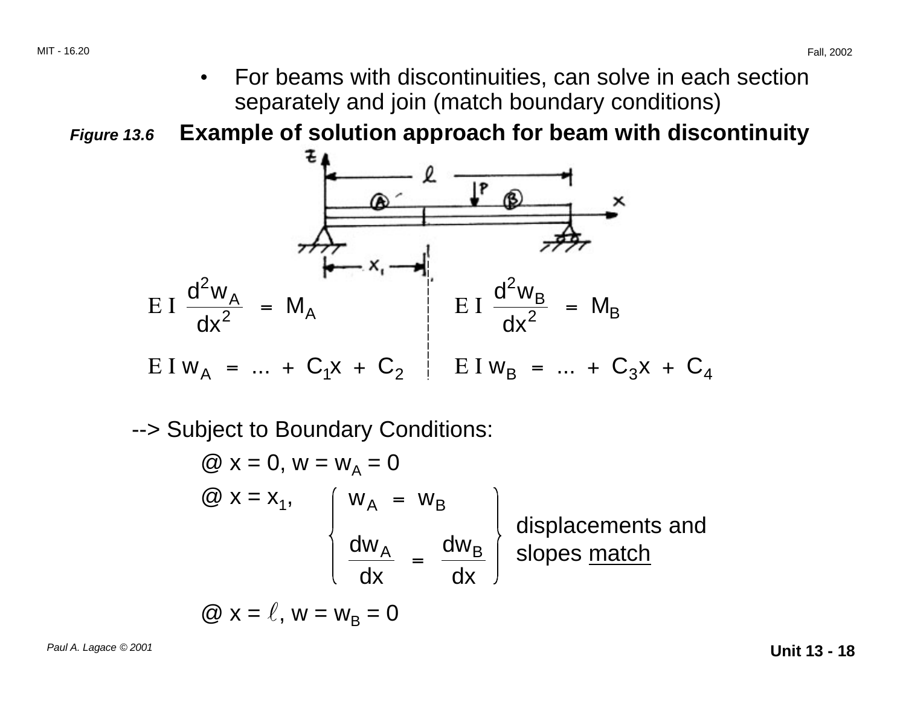- For beams with discontinuities, can solve in each section separately and join (match boundary conditions)

***Figure 13.6*** **Example of solution approach for beam with discontinuity**

$$E\,I\,\frac{d^2w_A}{dx^2} = M_A \qquad\qquad E\,I\,\frac{d^2w_B}{dx^2} = M_B$$

$$E\,I\,w_A = \ldots + C_1 x + C_2 \qquad\qquad E\,I\,w_B = \ldots + C_3 x + C_4$$

--> Subject to Boundary Conditions:

@ $x = 0$, $w = w_A = 0$

@ $x = x_1$, $\left\{ \begin{array}{c} w_A = w_B \\ \dfrac{dw_A}{dx} = \dfrac{dw_B}{dx} \end{array} \right\}$ displacements and slopes <u>match</u>

@ $x = \ell$, $w = w_B = 0$